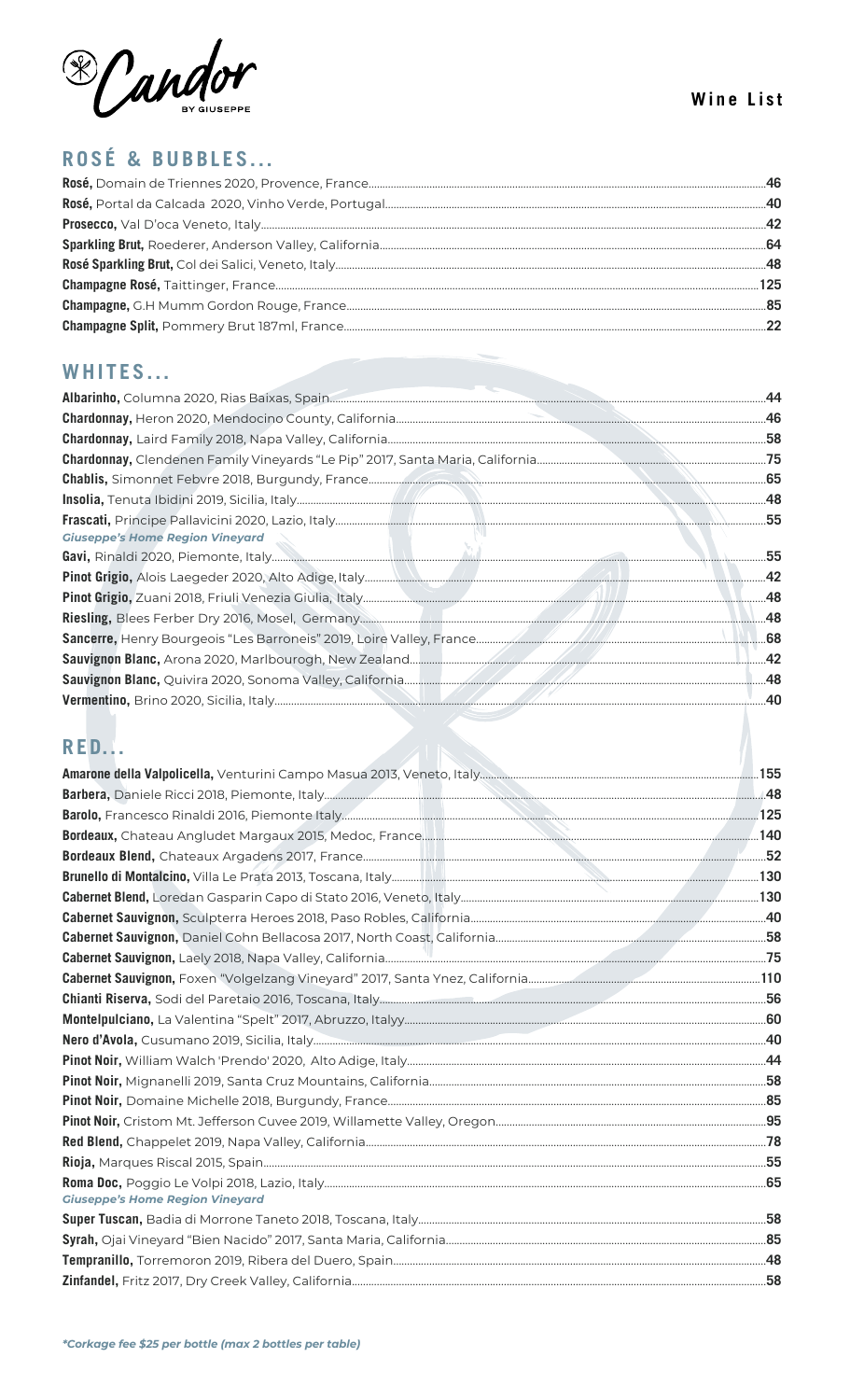Candor BY GIUSEPPE

**Wine List**

## ROSÉ & BUBBLES...

**Rosé,** Domain de Triennes 2020, Provence, France .....46
**Rosé,** Portal da Calcada 2020, Vinho Verde, Portugal .....40
**Prosecco,** Val D'oca Veneto, Italy .....42
**Sparkling Brut,** Roederer, Anderson Valley, California .....64
**Rosé Sparkling Brut,** Col dei Salici, Veneto, Italy .....48
**Champagne Rosé,** Taittinger, France .....125
**Champagne,** G.H Mumm Gordon Rouge, France .....85
**Champagne Split,** Pommery Brut 187ml, France .....22

## WHITES...

**Albarinho,** Columna 2020, Rias Baixas, Spain .....44
**Chardonnay,** Heron 2020, Mendocino County, California .....46
**Chardonnay,** Laird Family 2018, Napa Valley, California .....58
**Chardonnay,** Clendenen Family Vineyards "Le Pip" 2017, Santa Maria, California .....75
**Chablis,** Simonnet Febvre 2018, Burgundy, France .....65
**Insolia,** Tenuta Ibidini 2019, Sicilia, Italy .....48
**Frascati,** Principe Pallavicini 2020, Lazio, Italy .....55
*Giuseppe's Home Region Vineyard*
**Gavi,** Rinaldi 2020, Piemonte, Italy .....55
**Pinot Grigio,** Alois Laegeder 2020, Alto Adige, Italy .....42
**Pinot Grigio,** Zuani 2018, Friuli Venezia Giulia, Italy .....48
**Riesling,** Blees Ferber Dry 2016, Mosel, Germany .....48
**Sancerre,** Henry Bourgeois "Les Barroneis" 2019, Loire Valley, France .....68
**Sauvignon Blanc,** Arona 2020, Marlbourogh, New Zealand .....42
**Sauvignon Blanc,** Quivira 2020, Sonoma Valley, California .....48
**Vermentino,** Brino 2020, Sicilia, Italy .....40

## RED...

**Amarone della Valpolicella,** Venturini Campo Masua 2013, Veneto, Italy .....155
**Barbera,** Daniele Ricci 2018, Piemonte, Italy .....48
**Barolo,** Francesco Rinaldi 2016, Piemonte Italy .....125
**Bordeaux,** Chateau Angludet Margaux 2015, Medoc, France .....140
**Bordeaux Blend,** Chateaux Argadens 2017, France .....52
**Brunello di Montalcino,** Villa Le Prata 2013, Toscana, Italy .....130
**Cabernet Blend,** Loredan Gasparin Capo di Stato 2016, Veneto, Italy .....130
**Cabernet Sauvignon,** Sculpterra Heroes 2018, Paso Robles, California .....40
**Cabernet Sauvignon,** Daniel Cohn Bellacosa 2017, North Coast, California .....58
**Cabernet Sauvignon,** Laely 2018, Napa Valley, California .....75
**Cabernet Sauvignon,** Foxen "Volgelzang Vineyard" 2017, Santa Ynez, California .....110
**Chianti Riserva,** Sodi del Paretaio 2016, Toscana, Italy .....56
**Montelpulciano,** La Valentina "Spelt" 2017, Abruzzo, Italyy .....60
**Nero d'Avola,** Cusumano 2019, Sicilia, Italy .....40
**Pinot Noir,** William Walch 'Prendo' 2020, Alto Adige, Italy .....44
**Pinot Noir,** Mignanelli 2019, Santa Cruz Mountains, California .....58
**Pinot Noir,** Domaine Michelle 2018, Burgundy, France .....85
**Pinot Noir,** Cristom Mt. Jefferson Cuvee 2019, Willamette Valley, Oregon .....95
**Red Blend,** Chappelet 2019, Napa Valley, California .....78
**Rioja,** Marques Riscal 2015, Spain .....55
**Roma Doc,** Poggio Le Volpi 2018, Lazio, Italy .....65
*Giuseppe's Home Region Vineyard*
**Super Tuscan,** Badia di Morrone Taneto 2018, Toscana, Italy .....58
**Syrah,** Ojai Vineyard "Bien Nacido" 2017, Santa Maria, California .....85
**Tempranillo,** Torremoron 2019, Ribera del Duero, Spain .....48
**Zinfandel,** Fritz 2017, Dry Creek Valley, California .....58

***Corkage fee $25 per bottle (max 2 bottles per table)***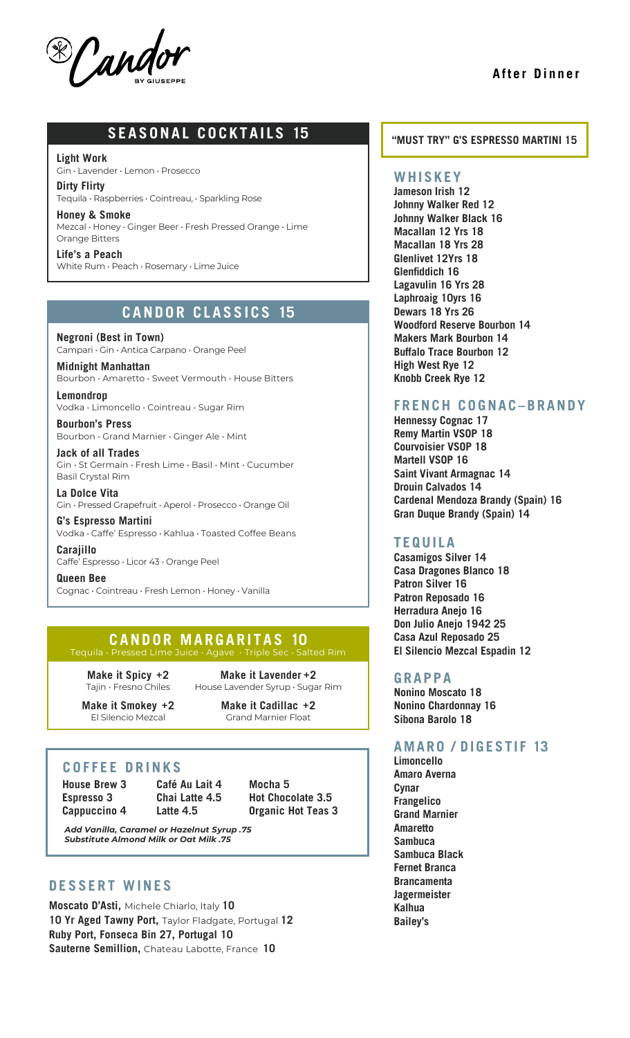# Candor BY GIUSEPPE

**After Dinner**

## SEASONAL COCKTAILS 15

**Light Work**
Gin • Lavender • Lemon • Prosecco

**Dirty Flirty**
Tequila • Raspberries • Cointreau, • Sparkling Rose

**Honey & Smoke**
Mezcal • Honey • Ginger Beer • Fresh Pressed Orange • Lime Orange Bitters

**Life's a Peach**
White Rum • Peach • Rosemary • Lime Juice

## CANDOR CLASSICS 15

**Negroni (Best in Town)**
Campari • Gin • Antica Carpano • Orange Peel

**Midnight Manhattan**
Bourbon • Amaretto • Sweet Vermouth • House Bitters

**Lemondrop**
Vodka • Limoncello • Cointreau • Sugar Rim

**Bourbon's Press**
Bourbon • Grand Marnier • Ginger Ale • Mint

**Jack of all Trades**
Gin • St Germain • Fresh Lime • Basil • Mint • Cucumber Basil Crystal Rim

**La Dolce Vita**
Gin • Pressed Grapefruit • Aperol • Prosecco • Orange Oil

**G's Espresso Martini**
Vodka • Caffe' Espresso • Kahlua • Toasted Coffee Beans

**Carajillo**
Caffe' Espresso • Licor 43 • Orange Peel

**Queen Bee**
Cognac • Cointreau • Fresh Lemon • Honey • Vanilla

## CANDOR MARGARITAS 10

Tequila • Pressed Lime Juice • Agave • Triple Sec • Salted Rim

**Make it Spicy +2**
Tajin • Fresno Chiles

**Make it Lavender +2**
House Lavender Syrup • Sugar Rim

**Make it Smokey +2**
El Silencio Mezcal

**Make it Cadillac +2**
Grand Marnier Float

## COFFEE DRINKS

| | | |
|---|---|---|
| **House Brew 3** | **Café Au Lait 4** | **Mocha 5** |
| **Espresso 3** | **Chai Latte 4.5** | **Hot Chocolate 3.5** |
| **Cappuccino 4** | **Latte 4.5** | **Organic Hot Teas 3** |

*Add Vanilla, Caramel or Hazelnut Syrup .75*
*Substitute Almond Milk or Oat Milk .75*

## DESSERT WINES

**Moscato D'Asti,** Michele Chiarlo, Italy **10**
**10 Yr Aged Tawny Port,** Taylor Fladgate, Portugal **12**
**Ruby Port, Fonseca Bin 27, Portugal 10**
**Sauterne Semillion,** Chateau Labotte, France **10**

**"MUST TRY" G'S ESPRESSO MARTINI 15**

## WHISKEY

**Jameson Irish 12**
**Johnny Walker Red 12**
**Johnny Walker Black 16**
**Macallan 12 Yrs 18**
**Macallan 18 Yrs 28**
**Glenlivet 12Yrs 18**
**Glenfiddich 16**
**Lagavulin 16 Yrs 28**
**Laphroaig 10yrs 16**
**Dewars 18 Yrs 26**
**Woodford Reserve Bourbon 14**
**Makers Mark Bourbon 14**
**Buffalo Trace Bourbon 12**
**High West Rye 12**
**Knobb Creek Rye 12**

## FRENCH COGNAC–BRANDY

**Hennessy Cognac 17**
**Remy Martin VSOP 18**
**Courvoisier VSOP 18**
**Martell VSOP 16**
**Saint Vivant Armagnac 14**
**Drouin Calvados 14**
**Cardenal Mendoza Brandy (Spain) 16**
**Gran Duque Brandy (Spain) 14**

## TEQUILA

**Casamigos Silver 14**
**Casa Dragones Blanco 18**
**Patron Silver 16**
**Patron Reposado 16**
**Herradura Anejo 16**
**Don Julio Anejo 1942 25**
**Casa Azul Reposado 25**
**El Silencio Mezcal Espadin 12**

## GRAPPA

**Nonino Moscato 18**
**Nonino Chardonnay 16**
**Sibona Barolo 18**

## AMARO / DIGESTIF 13

**Limoncello**
**Amaro Averna**
**Cynar**
**Frangelico**
**Grand Marnier**
**Amaretto**
**Sambuca**
**Sambuca Black**
**Fernet Branca**
**Brancamenta**
**Jagermeister**
**Kalhua**
**Bailey's**